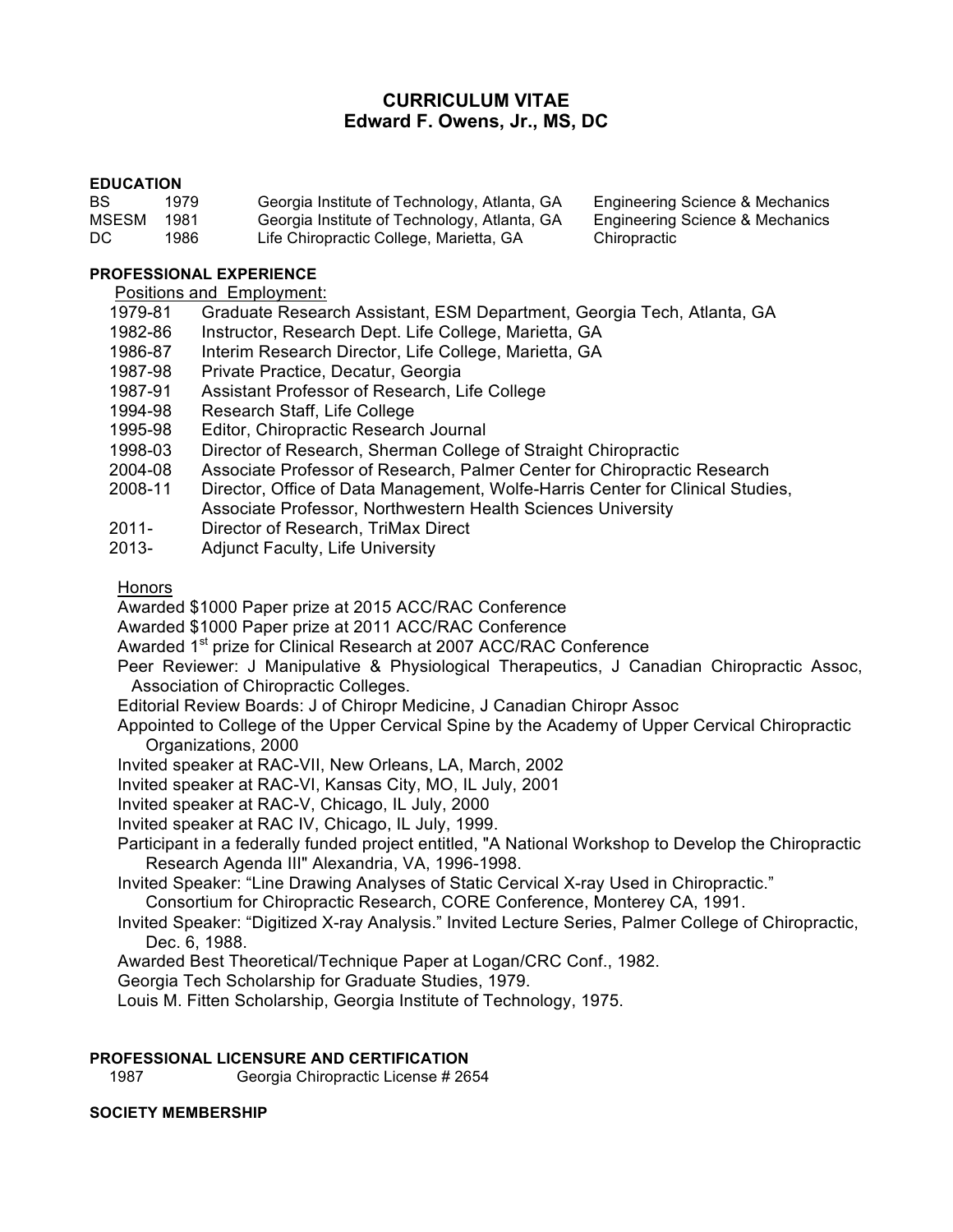# CURRICULUM VITAE
## Edward F. Owens, Jr., MS, DC

### EDUCATION

| | | | |
|---|---|---|---|
| BS | 1979 | Georgia Institute of Technology, Atlanta, GA | Engineering Science & Mechanics |
| MSESM | 1981 | Georgia Institute of Technology, Atlanta, GA | Engineering Science & Mechanics |
| DC | 1986 | Life Chiropractic College, Marietta, GA | Chiropractic |

### PROFESSIONAL EXPERIENCE

Positions and Employment:

- 1979-81 Graduate Research Assistant, ESM Department, Georgia Tech, Atlanta, GA
- 1982-86 Instructor, Research Dept. Life College, Marietta, GA
- 1986-87 Interim Research Director, Life College, Marietta, GA
- 1987-98 Private Practice, Decatur, Georgia
- 1987-91 Assistant Professor of Research, Life College
- 1994-98 Research Staff, Life College
- 1995-98 Editor, Chiropractic Research Journal
- 1998-03 Director of Research, Sherman College of Straight Chiropractic
- 2004-08 Associate Professor of Research, Palmer Center for Chiropractic Research
- 2008-11 Director, Office of Data Management, Wolfe-Harris Center for Clinical Studies, Associate Professor, Northwestern Health Sciences University
- 2011- Director of Research, TriMax Direct
- 2013- Adjunct Faculty, Life University

Honors

- Awarded $1000 Paper prize at 2015 ACC/RAC Conference
- Awarded $1000 Paper prize at 2011 ACC/RAC Conference
- Awarded 1st prize for Clinical Research at 2007 ACC/RAC Conference
- Peer Reviewer: J Manipulative & Physiological Therapeutics, J Canadian Chiropractic Assoc, Association of Chiropractic Colleges.
- Editorial Review Boards: J of Chiropr Medicine, J Canadian Chiropr Assoc
- Appointed to College of the Upper Cervical Spine by the Academy of Upper Cervical Chiropractic Organizations, 2000
- Invited speaker at RAC-VII, New Orleans, LA, March, 2002
- Invited speaker at RAC-VI, Kansas City, MO, IL July, 2001
- Invited speaker at RAC-V, Chicago, IL July, 2000
- Invited speaker at RAC IV, Chicago, IL July, 1999.
- Participant in a federally funded project entitled, "A National Workshop to Develop the Chiropractic Research Agenda III" Alexandria, VA, 1996-1998.
- Invited Speaker: "Line Drawing Analyses of Static Cervical X-ray Used in Chiropractic." Consortium for Chiropractic Research, CORE Conference, Monterey CA, 1991.
- Invited Speaker: "Digitized X-ray Analysis." Invited Lecture Series, Palmer College of Chiropractic, Dec. 6, 1988.
- Awarded Best Theoretical/Technique Paper at Logan/CRC Conf., 1982.
- Georgia Tech Scholarship for Graduate Studies, 1979.
- Louis M. Fitten Scholarship, Georgia Institute of Technology, 1975.

### PROFESSIONAL LICENSURE AND CERTIFICATION

1987 Georgia Chiropractic License # 2654

### SOCIETY MEMBERSHIP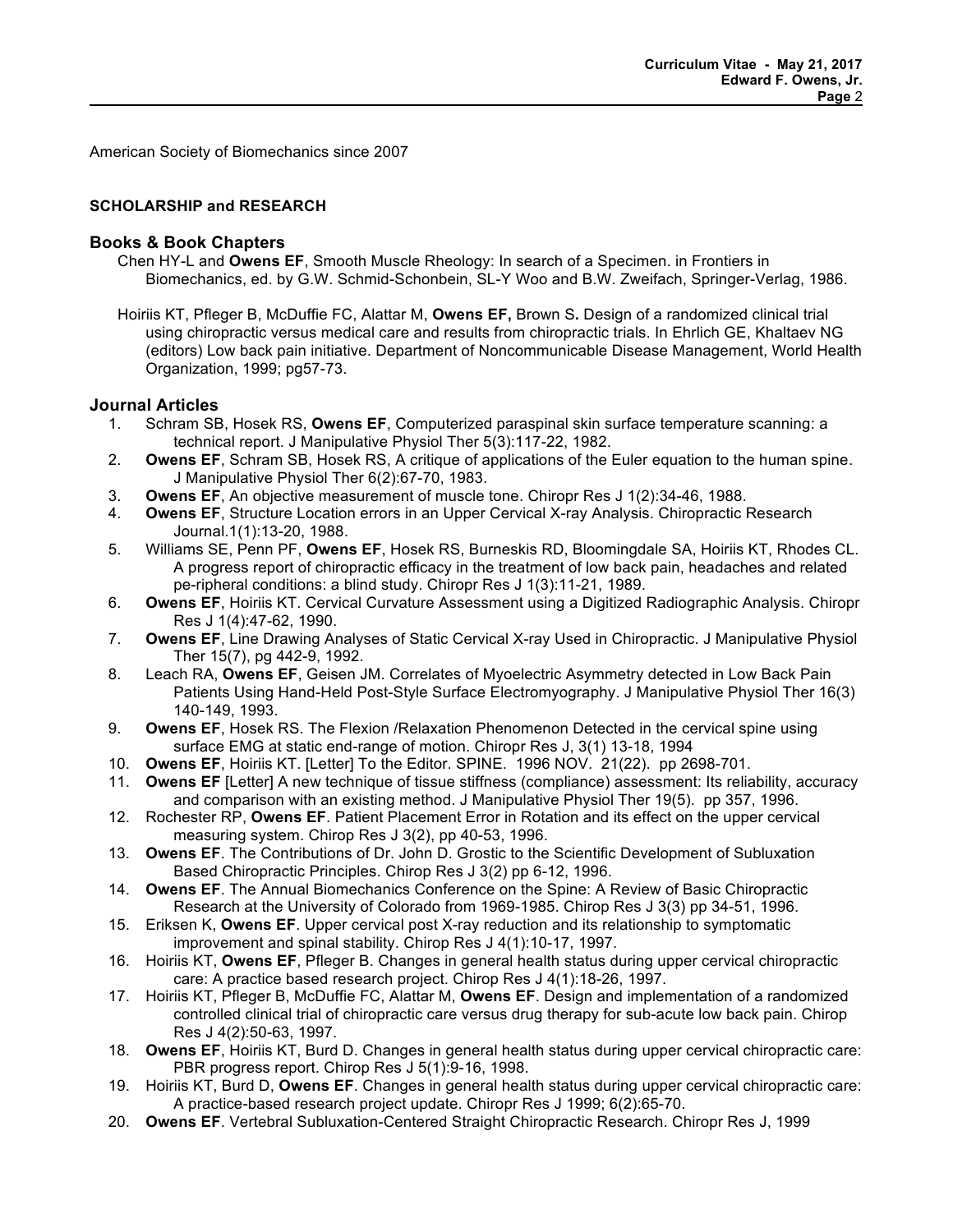American Society of Biomechanics since 2007

**SCHOLARSHIP and RESEARCH**

## Books & Book Chapters

Chen HY-L and **Owens EF**, Smooth Muscle Rheology: In search of a Specimen. in Frontiers in Biomechanics, ed. by G.W. Schmid-Schonbein, SL-Y Woo and B.W. Zweifach, Springer-Verlag, 1986.

Hoiriis KT, Pfleger B, McDuffie FC, Alattar M, **Owens EF,** Brown S**.** Design of a randomized clinical trial using chiropractic versus medical care and results from chiropractic trials. In Ehrlich GE, Khaltaev NG (editors) Low back pain initiative. Department of Noncommunicable Disease Management, World Health Organization, 1999; pg57-73.

## Journal Articles

1. Schram SB, Hosek RS, **Owens EF**, Computerized paraspinal skin surface temperature scanning: a technical report. J Manipulative Physiol Ther 5(3):117-22, 1982.
2. **Owens EF**, Schram SB, Hosek RS, A critique of applications of the Euler equation to the human spine. J Manipulative Physiol Ther 6(2):67-70, 1983.
3. **Owens EF**, An objective measurement of muscle tone. Chiropr Res J 1(2):34-46, 1988.
4. **Owens EF**, Structure Location errors in an Upper Cervical X-ray Analysis. Chiropractic Research Journal.1(1):13-20, 1988.
5. Williams SE, Penn PF, **Owens EF**, Hosek RS, Burneskis RD, Bloomingdale SA, Hoiriis KT, Rhodes CL. A progress report of chiropractic efficacy in the treatment of low back pain, headaches and related pe-ripheral conditions: a blind study. Chiropr Res J 1(3):11-21, 1989.
6. **Owens EF**, Hoiriis KT. Cervical Curvature Assessment using a Digitized Radiographic Analysis. Chiropr Res J 1(4):47-62, 1990.
7. **Owens EF**, Line Drawing Analyses of Static Cervical X-ray Used in Chiropractic. J Manipulative Physiol Ther 15(7), pg 442-9, 1992.
8. Leach RA, **Owens EF**, Geisen JM. Correlates of Myoelectric Asymmetry detected in Low Back Pain Patients Using Hand-Held Post-Style Surface Electromyography. J Manipulative Physiol Ther 16(3) 140-149, 1993.
9. **Owens EF**, Hosek RS. The Flexion /Relaxation Phenomenon Detected in the cervical spine using surface EMG at static end-range of motion. Chiropr Res J, 3(1) 13-18, 1994
10. **Owens EF**, Hoiriis KT. [Letter] To the Editor. SPINE. 1996 NOV. 21(22). pp 2698-701.
11. **Owens EF** [Letter] A new technique of tissue stiffness (compliance) assessment: Its reliability, accuracy and comparison with an existing method. J Manipulative Physiol Ther 19(5). pp 357, 1996.
12. Rochester RP, **Owens EF**. Patient Placement Error in Rotation and its effect on the upper cervical measuring system. Chirop Res J 3(2), pp 40-53, 1996.
13. **Owens EF**. The Contributions of Dr. John D. Grostic to the Scientific Development of Subluxation Based Chiropractic Principles. Chirop Res J 3(2) pp 6-12, 1996.
14. **Owens EF**. The Annual Biomechanics Conference on the Spine: A Review of Basic Chiropractic Research at the University of Colorado from 1969-1985. Chirop Res J 3(3) pp 34-51, 1996.
15. Eriksen K, **Owens EF**. Upper cervical post X-ray reduction and its relationship to symptomatic improvement and spinal stability. Chirop Res J 4(1):10-17, 1997.
16. Hoiriis KT, **Owens EF**, Pfleger B. Changes in general health status during upper cervical chiropractic care: A practice based research project. Chirop Res J 4(1):18-26, 1997.
17. Hoiriis KT, Pfleger B, McDuffie FC, Alattar M, **Owens EF**. Design and implementation of a randomized controlled clinical trial of chiropractic care versus drug therapy for sub-acute low back pain. Chirop Res J 4(2):50-63, 1997.
18. **Owens EF**, Hoiriis KT, Burd D. Changes in general health status during upper cervical chiropractic care: PBR progress report. Chirop Res J 5(1):9-16, 1998.
19. Hoiriis KT, Burd D, **Owens EF**. Changes in general health status during upper cervical chiropractic care: A practice-based research project update. Chiropr Res J 1999; 6(2):65-70.
20. **Owens EF**. Vertebral Subluxation-Centered Straight Chiropractic Research. Chiropr Res J, 1999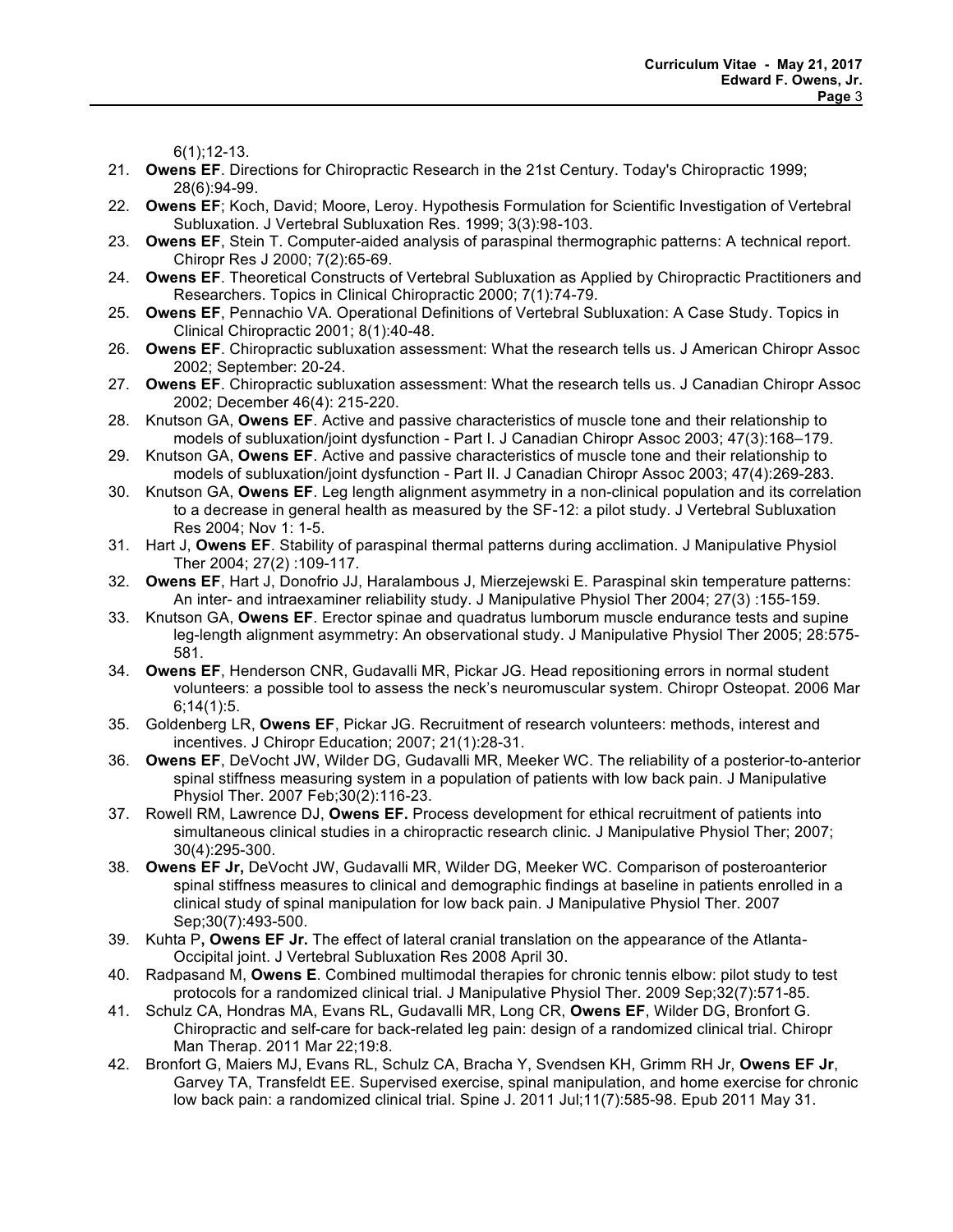6(1);12-13.

21. **Owens EF**. Directions for Chiropractic Research in the 21st Century. Today's Chiropractic 1999; 28(6):94-99.
22. **Owens EF**; Koch, David; Moore, Leroy. Hypothesis Formulation for Scientific Investigation of Vertebral Subluxation. J Vertebral Subluxation Res. 1999; 3(3):98-103.
23. **Owens EF**, Stein T. Computer-aided analysis of paraspinal thermographic patterns: A technical report. Chiropr Res J 2000; 7(2):65-69.
24. **Owens EF**. Theoretical Constructs of Vertebral Subluxation as Applied by Chiropractic Practitioners and Researchers. Topics in Clinical Chiropractic 2000; 7(1):74-79.
25. **Owens EF**, Pennachio VA. Operational Definitions of Vertebral Subluxation: A Case Study. Topics in Clinical Chiropractic 2001; 8(1):40-48.
26. **Owens EF**. Chiropractic subluxation assessment: What the research tells us. J American Chiropr Assoc 2002; September: 20-24.
27. **Owens EF**. Chiropractic subluxation assessment: What the research tells us. J Canadian Chiropr Assoc 2002; December 46(4): 215-220.
28. Knutson GA, **Owens EF**. Active and passive characteristics of muscle tone and their relationship to models of subluxation/joint dysfunction - Part I. J Canadian Chiropr Assoc 2003; 47(3):168–179.
29. Knutson GA, **Owens EF**. Active and passive characteristics of muscle tone and their relationship to models of subluxation/joint dysfunction - Part II. J Canadian Chiropr Assoc 2003; 47(4):269-283.
30. Knutson GA, **Owens EF**. Leg length alignment asymmetry in a non-clinical population and its correlation to a decrease in general health as measured by the SF-12: a pilot study. J Vertebral Subluxation Res 2004; Nov 1: 1-5.
31. Hart J, **Owens EF**. Stability of paraspinal thermal patterns during acclimation. J Manipulative Physiol Ther 2004; 27(2) :109-117.
32. **Owens EF**, Hart J, Donofrio JJ, Haralambous J, Mierzejewski E. Paraspinal skin temperature patterns: An inter- and intraexaminer reliability study. J Manipulative Physiol Ther 2004; 27(3) :155-159.
33. Knutson GA, **Owens EF**. Erector spinae and quadratus lumborum muscle endurance tests and supine leg-length alignment asymmetry: An observational study. J Manipulative Physiol Ther 2005; 28:575-581.
34. **Owens EF**, Henderson CNR, Gudavalli MR, Pickar JG. Head repositioning errors in normal student volunteers: a possible tool to assess the neck's neuromuscular system. Chiropr Osteopat. 2006 Mar 6;14(1):5.
35. Goldenberg LR, **Owens EF**, Pickar JG. Recruitment of research volunteers: methods, interest and incentives. J Chiropr Education; 2007; 21(1):28-31.
36. **Owens EF**, DeVocht JW, Wilder DG, Gudavalli MR, Meeker WC. The reliability of a posterior-to-anterior spinal stiffness measuring system in a population of patients with low back pain. J Manipulative Physiol Ther. 2007 Feb;30(2):116-23.
37. Rowell RM, Lawrence DJ, **Owens EF.** Process development for ethical recruitment of patients into simultaneous clinical studies in a chiropractic research clinic. J Manipulative Physiol Ther; 2007; 30(4):295-300.
38. **Owens EF Jr,** DeVocht JW, Gudavalli MR, Wilder DG, Meeker WC. Comparison of posteroanterior spinal stiffness measures to clinical and demographic findings at baseline in patients enrolled in a clinical study of spinal manipulation for low back pain. J Manipulative Physiol Ther. 2007 Sep;30(7):493-500.
39. Kuhta P**, Owens EF Jr.** The effect of lateral cranial translation on the appearance of the Atlanta-Occipital joint. J Vertebral Subluxation Res 2008 April 30.
40. Radpasand M, **Owens E**. Combined multimodal therapies for chronic tennis elbow: pilot study to test protocols for a randomized clinical trial. J Manipulative Physiol Ther. 2009 Sep;32(7):571-85.
41. Schulz CA, Hondras MA, Evans RL, Gudavalli MR, Long CR, **Owens EF**, Wilder DG, Bronfort G. Chiropractic and self-care for back-related leg pain: design of a randomized clinical trial. Chiropr Man Therap. 2011 Mar 22;19:8.
42. Bronfort G, Maiers MJ, Evans RL, Schulz CA, Bracha Y, Svendsen KH, Grimm RH Jr, **Owens EF Jr**, Garvey TA, Transfeldt EE. Supervised exercise, spinal manipulation, and home exercise for chronic low back pain: a randomized clinical trial. Spine J. 2011 Jul;11(7):585-98. Epub 2011 May 31.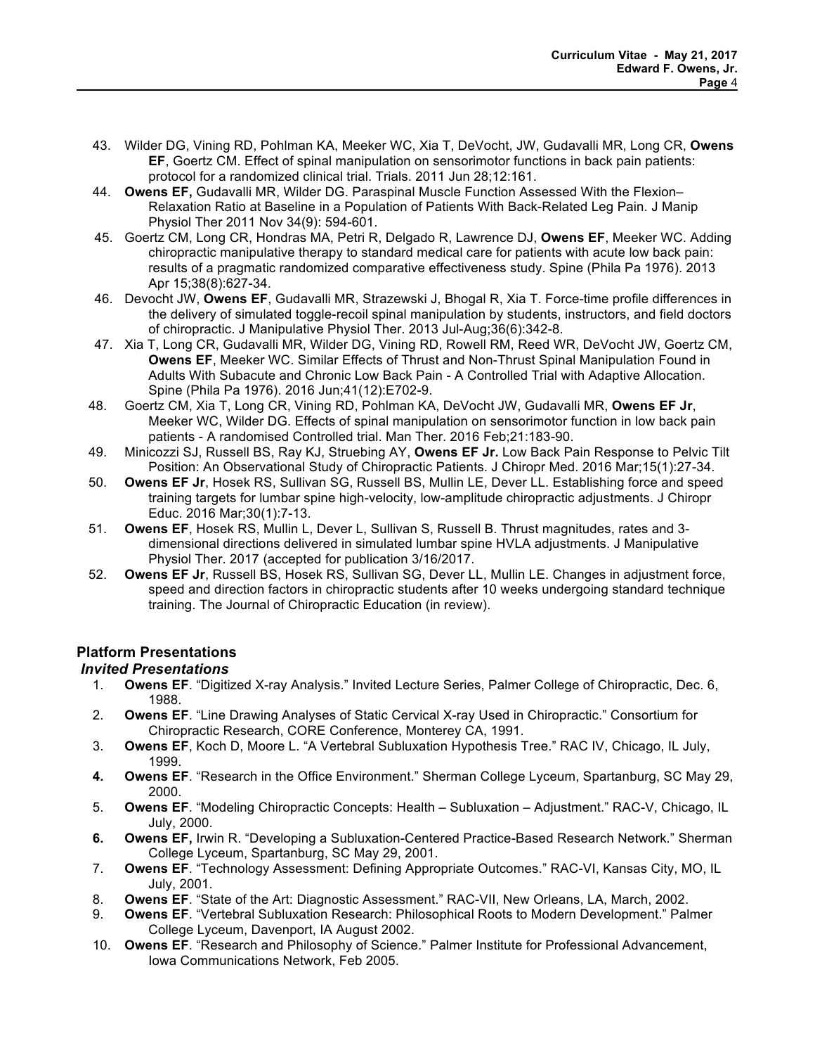43. Wilder DG, Vining RD, Pohlman KA, Meeker WC, Xia T, DeVocht, JW, Gudavalli MR, Long CR, **Owens EF**, Goertz CM. Effect of spinal manipulation on sensorimotor functions in back pain patients: protocol for a randomized clinical trial. Trials. 2011 Jun 28;12:161.
44. **Owens EF,** Gudavalli MR, Wilder DG. Paraspinal Muscle Function Assessed With the Flexion–Relaxation Ratio at Baseline in a Population of Patients With Back-Related Leg Pain. J Manip Physiol Ther 2011 Nov 34(9): 594-601.
45. Goertz CM, Long CR, Hondras MA, Petri R, Delgado R, Lawrence DJ, **Owens EF**, Meeker WC. Adding chiropractic manipulative therapy to standard medical care for patients with acute low back pain: results of a pragmatic randomized comparative effectiveness study. Spine (Phila Pa 1976). 2013 Apr 15;38(8):627-34.
46. Devocht JW, **Owens EF**, Gudavalli MR, Strazewski J, Bhogal R, Xia T. Force-time profile differences in the delivery of simulated toggle-recoil spinal manipulation by students, instructors, and field doctors of chiropractic. J Manipulative Physiol Ther. 2013 Jul-Aug;36(6):342-8.
47. Xia T, Long CR, Gudavalli MR, Wilder DG, Vining RD, Rowell RM, Reed WR, DeVocht JW, Goertz CM, **Owens EF**, Meeker WC. Similar Effects of Thrust and Non-Thrust Spinal Manipulation Found in Adults With Subacute and Chronic Low Back Pain - A Controlled Trial with Adaptive Allocation. Spine (Phila Pa 1976). 2016 Jun;41(12):E702-9.
48. Goertz CM, Xia T, Long CR, Vining RD, Pohlman KA, DeVocht JW, Gudavalli MR, **Owens EF Jr**, Meeker WC, Wilder DG. Effects of spinal manipulation on sensorimotor function in low back pain patients - A randomised Controlled trial. Man Ther. 2016 Feb;21:183-90.
49. Minicozzi SJ, Russell BS, Ray KJ, Struebing AY, **Owens EF Jr.** Low Back Pain Response to Pelvic Tilt Position: An Observational Study of Chiropractic Patients. J Chiropr Med. 2016 Mar;15(1):27-34.
50. **Owens EF Jr**, Hosek RS, Sullivan SG, Russell BS, Mullin LE, Dever LL. Establishing force and speed training targets for lumbar spine high-velocity, low-amplitude chiropractic adjustments. J Chiropr Educ. 2016 Mar;30(1):7-13.
51. **Owens EF**, Hosek RS, Mullin L, Dever L, Sullivan S, Russell B. Thrust magnitudes, rates and 3-dimensional directions delivered in simulated lumbar spine HVLA adjustments. J Manipulative Physiol Ther. 2017 (accepted for publication 3/16/2017.
52. **Owens EF Jr**, Russell BS, Hosek RS, Sullivan SG, Dever LL, Mullin LE. Changes in adjustment force, speed and direction factors in chiropractic students after 10 weeks undergoing standard technique training. The Journal of Chiropractic Education (in review).

## Platform Presentations

### *Invited Presentations*

1. **Owens EF**. "Digitized X-ray Analysis." Invited Lecture Series, Palmer College of Chiropractic, Dec. 6, 1988.
2. **Owens EF**. "Line Drawing Analyses of Static Cervical X-ray Used in Chiropractic." Consortium for Chiropractic Research, CORE Conference, Monterey CA, 1991.
3. **Owens EF**, Koch D, Moore L. "A Vertebral Subluxation Hypothesis Tree." RAC IV, Chicago, IL July, 1999.
4. **Owens EF**. "Research in the Office Environment." Sherman College Lyceum, Spartanburg, SC May 29, 2000.
5. **Owens EF**. "Modeling Chiropractic Concepts: Health – Subluxation – Adjustment." RAC-V, Chicago, IL July, 2000.
6. **Owens EF,** Irwin R. "Developing a Subluxation-Centered Practice-Based Research Network." Sherman College Lyceum, Spartanburg, SC May 29, 2001.
7. **Owens EF**. "Technology Assessment: Defining Appropriate Outcomes." RAC-VI, Kansas City, MO, IL July, 2001.
8. **Owens EF**. "State of the Art: Diagnostic Assessment." RAC-VII, New Orleans, LA, March, 2002.
9. **Owens EF**. "Vertebral Subluxation Research: Philosophical Roots to Modern Development." Palmer College Lyceum, Davenport, IA August 2002.
10. **Owens EF**. "Research and Philosophy of Science." Palmer Institute for Professional Advancement, Iowa Communications Network, Feb 2005.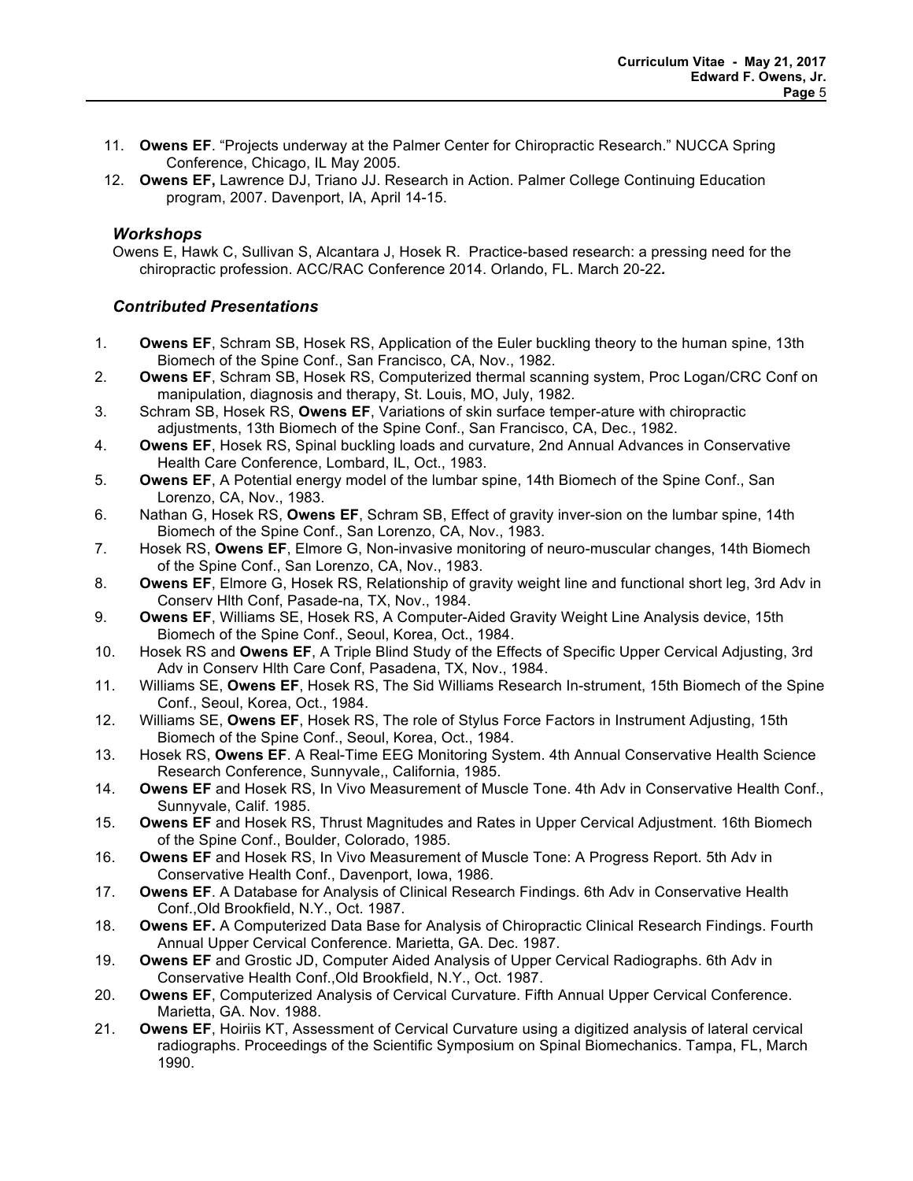11. **Owens EF**. "Projects underway at the Palmer Center for Chiropractic Research." NUCCA Spring Conference, Chicago, IL May 2005.
12. **Owens EF,** Lawrence DJ, Triano JJ. Research in Action. Palmer College Continuing Education program, 2007. Davenport, IA, April 14-15.

### *Workshops*

Owens E, Hawk C, Sullivan S, Alcantara J, Hosek R. Practice-based research: a pressing need for the chiropractic profession. ACC/RAC Conference 2014. Orlando, FL. March 20-22*.*

### *Contributed Presentations*

1. **Owens EF**, Schram SB, Hosek RS, Application of the Euler buckling theory to the human spine, 13th Biomech of the Spine Conf., San Francisco, CA, Nov., 1982.
2. **Owens EF**, Schram SB, Hosek RS, Computerized thermal scanning system, Proc Logan/CRC Conf on manipulation, diagnosis and therapy, St. Louis, MO, July, 1982.
3. Schram SB, Hosek RS, **Owens EF**, Variations of skin surface temper-ature with chiropractic adjustments, 13th Biomech of the Spine Conf., San Francisco, CA, Dec., 1982.
4. **Owens EF**, Hosek RS, Spinal buckling loads and curvature, 2nd Annual Advances in Conservative Health Care Conference, Lombard, IL, Oct., 1983.
5. **Owens EF**, A Potential energy model of the lumbar spine, 14th Biomech of the Spine Conf., San Lorenzo, CA, Nov., 1983.
6. Nathan G, Hosek RS, **Owens EF**, Schram SB, Effect of gravity inver-sion on the lumbar spine, 14th Biomech of the Spine Conf., San Lorenzo, CA, Nov., 1983.
7. Hosek RS, **Owens EF**, Elmore G, Non-invasive monitoring of neuro-muscular changes, 14th Biomech of the Spine Conf., San Lorenzo, CA, Nov., 1983.
8. **Owens EF**, Elmore G, Hosek RS, Relationship of gravity weight line and functional short leg, 3rd Adv in Conserv Hlth Conf, Pasade-na, TX, Nov., 1984.
9. **Owens EF**, Williams SE, Hosek RS, A Computer-Aided Gravity Weight Line Analysis device, 15th Biomech of the Spine Conf., Seoul, Korea, Oct., 1984.
10. Hosek RS and **Owens EF**, A Triple Blind Study of the Effects of Specific Upper Cervical Adjusting, 3rd Adv in Conserv Hlth Care Conf, Pasadena, TX, Nov., 1984.
11. Williams SE, **Owens EF**, Hosek RS, The Sid Williams Research In-strument, 15th Biomech of the Spine Conf., Seoul, Korea, Oct., 1984.
12. Williams SE, **Owens EF**, Hosek RS, The role of Stylus Force Factors in Instrument Adjusting, 15th Biomech of the Spine Conf., Seoul, Korea, Oct., 1984.
13. Hosek RS, **Owens EF**. A Real-Time EEG Monitoring System. 4th Annual Conservative Health Science Research Conference, Sunnyvale,, California, 1985.
14. **Owens EF** and Hosek RS, In Vivo Measurement of Muscle Tone. 4th Adv in Conservative Health Conf., Sunnyvale, Calif. 1985.
15. **Owens EF** and Hosek RS, Thrust Magnitudes and Rates in Upper Cervical Adjustment. 16th Biomech of the Spine Conf., Boulder, Colorado, 1985.
16. **Owens EF** and Hosek RS, In Vivo Measurement of Muscle Tone: A Progress Report. 5th Adv in Conservative Health Conf., Davenport, Iowa, 1986.
17. **Owens EF**. A Database for Analysis of Clinical Research Findings. 6th Adv in Conservative Health Conf.,Old Brookfield, N.Y., Oct. 1987.
18. **Owens EF.** A Computerized Data Base for Analysis of Chiropractic Clinical Research Findings. Fourth Annual Upper Cervical Conference. Marietta, GA. Dec. 1987.
19. **Owens EF** and Grostic JD, Computer Aided Analysis of Upper Cervical Radiographs. 6th Adv in Conservative Health Conf.,Old Brookfield, N.Y., Oct. 1987.
20. **Owens EF**, Computerized Analysis of Cervical Curvature. Fifth Annual Upper Cervical Conference. Marietta, GA. Nov. 1988.
21. **Owens EF**, Hoiriis KT, Assessment of Cervical Curvature using a digitized analysis of lateral cervical radiographs. Proceedings of the Scientific Symposium on Spinal Biomechanics. Tampa, FL, March 1990.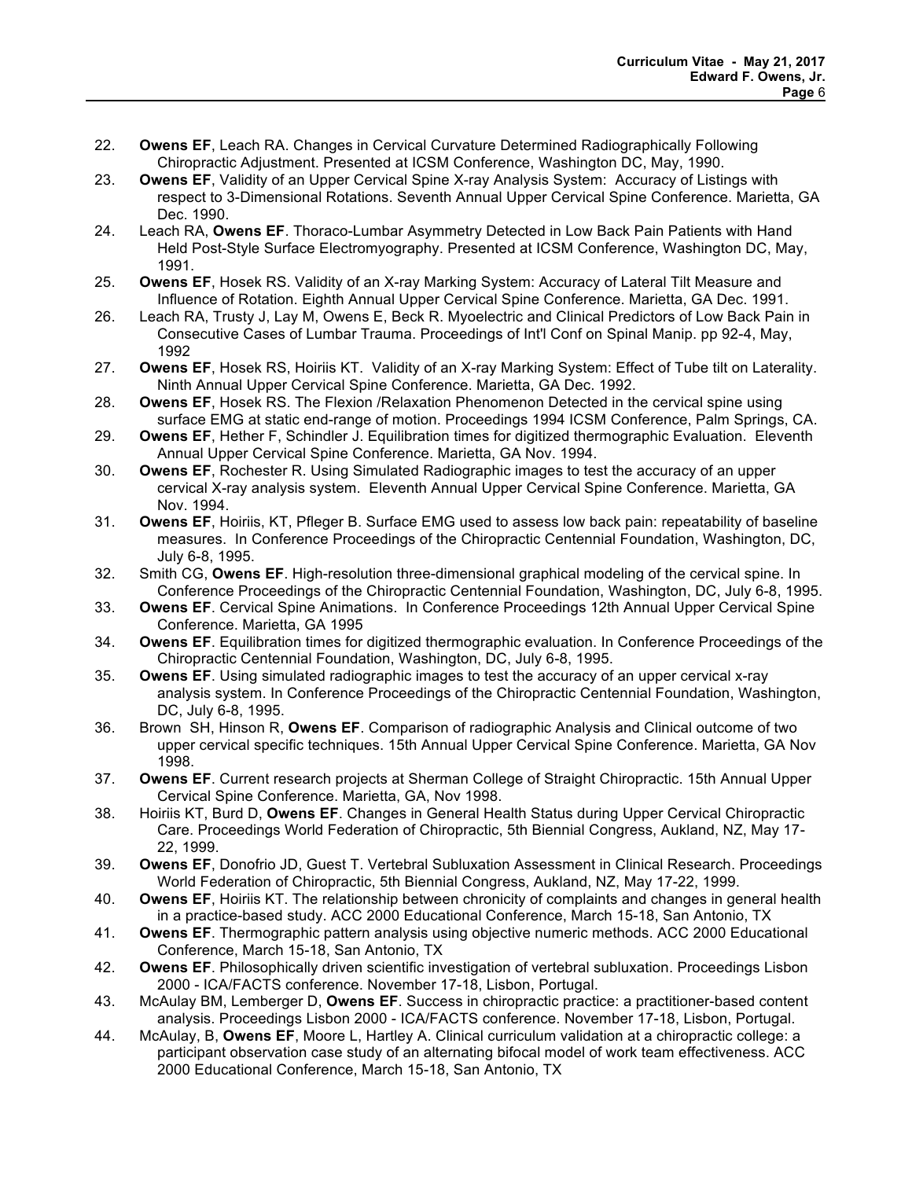22. **Owens EF**, Leach RA. Changes in Cervical Curvature Determined Radiographically Following Chiropractic Adjustment. Presented at ICSM Conference, Washington DC, May, 1990.
23. **Owens EF**, Validity of an Upper Cervical Spine X-ray Analysis System: Accuracy of Listings with respect to 3-Dimensional Rotations. Seventh Annual Upper Cervical Spine Conference. Marietta, GA Dec. 1990.
24. Leach RA, **Owens EF**. Thoraco-Lumbar Asymmetry Detected in Low Back Pain Patients with Hand Held Post-Style Surface Electromyography. Presented at ICSM Conference, Washington DC, May, 1991.
25. **Owens EF**, Hosek RS. Validity of an X-ray Marking System: Accuracy of Lateral Tilt Measure and Influence of Rotation. Eighth Annual Upper Cervical Spine Conference. Marietta, GA Dec. 1991.
26. Leach RA, Trusty J, Lay M, Owens E, Beck R. Myoelectric and Clinical Predictors of Low Back Pain in Consecutive Cases of Lumbar Trauma. Proceedings of Int'l Conf on Spinal Manip. pp 92-4, May, 1992
27. **Owens EF**, Hosek RS, Hoiriis KT. Validity of an X-ray Marking System: Effect of Tube tilt on Laterality. Ninth Annual Upper Cervical Spine Conference. Marietta, GA Dec. 1992.
28. **Owens EF**, Hosek RS. The Flexion /Relaxation Phenomenon Detected in the cervical spine using surface EMG at static end-range of motion. Proceedings 1994 ICSM Conference, Palm Springs, CA.
29. **Owens EF**, Hether F, Schindler J. Equilibration times for digitized thermographic Evaluation. Eleventh Annual Upper Cervical Spine Conference. Marietta, GA Nov. 1994.
30. **Owens EF**, Rochester R. Using Simulated Radiographic images to test the accuracy of an upper cervical X-ray analysis system. Eleventh Annual Upper Cervical Spine Conference. Marietta, GA Nov. 1994.
31. **Owens EF**, Hoiriis, KT, Pfleger B. Surface EMG used to assess low back pain: repeatability of baseline measures. In Conference Proceedings of the Chiropractic Centennial Foundation, Washington, DC, July 6-8, 1995.
32. Smith CG, **Owens EF**. High-resolution three-dimensional graphical modeling of the cervical spine. In Conference Proceedings of the Chiropractic Centennial Foundation, Washington, DC, July 6-8, 1995.
33. **Owens EF**. Cervical Spine Animations. In Conference Proceedings 12th Annual Upper Cervical Spine Conference. Marietta, GA 1995
34. **Owens EF**. Equilibration times for digitized thermographic evaluation. In Conference Proceedings of the Chiropractic Centennial Foundation, Washington, DC, July 6-8, 1995.
35. **Owens EF**. Using simulated radiographic images to test the accuracy of an upper cervical x-ray analysis system. In Conference Proceedings of the Chiropractic Centennial Foundation, Washington, DC, July 6-8, 1995.
36. Brown SH, Hinson R, **Owens EF**. Comparison of radiographic Analysis and Clinical outcome of two upper cervical specific techniques. 15th Annual Upper Cervical Spine Conference. Marietta, GA Nov 1998.
37. **Owens EF**. Current research projects at Sherman College of Straight Chiropractic. 15th Annual Upper Cervical Spine Conference. Marietta, GA, Nov 1998.
38. Hoiriis KT, Burd D, **Owens EF**. Changes in General Health Status during Upper Cervical Chiropractic Care. Proceedings World Federation of Chiropractic, 5th Biennial Congress, Aukland, NZ, May 17-22, 1999.
39. **Owens EF**, Donofrio JD, Guest T. Vertebral Subluxation Assessment in Clinical Research. Proceedings World Federation of Chiropractic, 5th Biennial Congress, Aukland, NZ, May 17-22, 1999.
40. **Owens EF**, Hoiriis KT. The relationship between chronicity of complaints and changes in general health in a practice-based study. ACC 2000 Educational Conference, March 15-18, San Antonio, TX
41. **Owens EF**. Thermographic pattern analysis using objective numeric methods. ACC 2000 Educational Conference, March 15-18, San Antonio, TX
42. **Owens EF**. Philosophically driven scientific investigation of vertebral subluxation. Proceedings Lisbon 2000 - ICA/FACTS conference. November 17-18, Lisbon, Portugal.
43. McAulay BM, Lemberger D, **Owens EF**. Success in chiropractic practice: a practitioner-based content analysis. Proceedings Lisbon 2000 - ICA/FACTS conference. November 17-18, Lisbon, Portugal.
44. McAulay, B, **Owens EF**, Moore L, Hartley A. Clinical curriculum validation at a chiropractic college: a participant observation case study of an alternating bifocal model of work team effectiveness. ACC 2000 Educational Conference, March 15-18, San Antonio, TX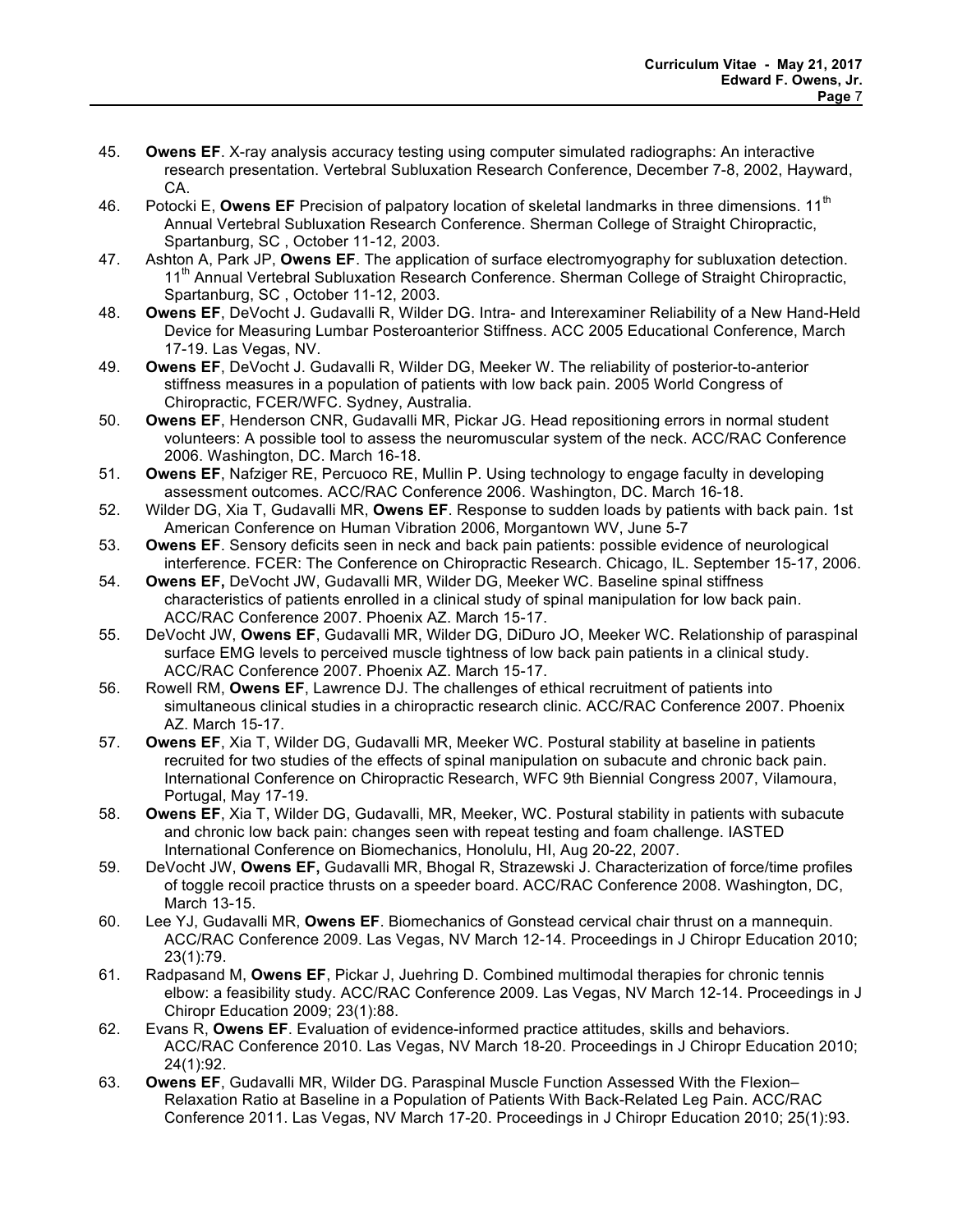45. **Owens EF**. X-ray analysis accuracy testing using computer simulated radiographs: An interactive research presentation. Vertebral Subluxation Research Conference, December 7-8, 2002, Hayward, CA.
46. Potocki E, **Owens EF** Precision of palpatory location of skeletal landmarks in three dimensions. 11th Annual Vertebral Subluxation Research Conference. Sherman College of Straight Chiropractic, Spartanburg, SC , October 11-12, 2003.
47. Ashton A, Park JP, **Owens EF**. The application of surface electromyography for subluxation detection. 11th Annual Vertebral Subluxation Research Conference. Sherman College of Straight Chiropractic, Spartanburg, SC , October 11-12, 2003.
48. **Owens EF**, DeVocht J. Gudavalli R, Wilder DG. Intra- and Interexaminer Reliability of a New Hand-Held Device for Measuring Lumbar Posteroanterior Stiffness. ACC 2005 Educational Conference, March 17-19. Las Vegas, NV.
49. **Owens EF**, DeVocht J. Gudavalli R, Wilder DG, Meeker W. The reliability of posterior-to-anterior stiffness measures in a population of patients with low back pain. 2005 World Congress of Chiropractic, FCER/WFC. Sydney, Australia.
50. **Owens EF**, Henderson CNR, Gudavalli MR, Pickar JG. Head repositioning errors in normal student volunteers: A possible tool to assess the neuromuscular system of the neck. ACC/RAC Conference 2006. Washington, DC. March 16-18.
51. **Owens EF**, Nafziger RE, Percuoco RE, Mullin P. Using technology to engage faculty in developing assessment outcomes. ACC/RAC Conference 2006. Washington, DC. March 16-18.
52. Wilder DG, Xia T, Gudavalli MR, **Owens EF**. Response to sudden loads by patients with back pain. 1st American Conference on Human Vibration 2006, Morgantown WV, June 5-7
53. **Owens EF**. Sensory deficits seen in neck and back pain patients: possible evidence of neurological interference. FCER: The Conference on Chiropractic Research. Chicago, IL. September 15-17, 2006.
54. **Owens EF,** DeVocht JW, Gudavalli MR, Wilder DG, Meeker WC. Baseline spinal stiffness characteristics of patients enrolled in a clinical study of spinal manipulation for low back pain. ACC/RAC Conference 2007. Phoenix AZ. March 15-17.
55. DeVocht JW, **Owens EF**, Gudavalli MR, Wilder DG, DiDuro JO, Meeker WC. Relationship of paraspinal surface EMG levels to perceived muscle tightness of low back pain patients in a clinical study. ACC/RAC Conference 2007. Phoenix AZ. March 15-17.
56. Rowell RM, **Owens EF**, Lawrence DJ. The challenges of ethical recruitment of patients into simultaneous clinical studies in a chiropractic research clinic. ACC/RAC Conference 2007. Phoenix AZ. March 15-17.
57. **Owens EF**, Xia T, Wilder DG, Gudavalli MR, Meeker WC. Postural stability at baseline in patients recruited for two studies of the effects of spinal manipulation on subacute and chronic back pain. International Conference on Chiropractic Research, WFC 9th Biennial Congress 2007, Vilamoura, Portugal, May 17-19.
58. **Owens EF**, Xia T, Wilder DG, Gudavalli, MR, Meeker, WC. Postural stability in patients with subacute and chronic low back pain: changes seen with repeat testing and foam challenge. IASTED International Conference on Biomechanics, Honolulu, HI, Aug 20-22, 2007.
59. DeVocht JW, **Owens EF,** Gudavalli MR, Bhogal R, Strazewski J. Characterization of force/time profiles of toggle recoil practice thrusts on a speeder board. ACC/RAC Conference 2008. Washington, DC, March 13-15.
60. Lee YJ, Gudavalli MR, **Owens EF**. Biomechanics of Gonstead cervical chair thrust on a mannequin. ACC/RAC Conference 2009. Las Vegas, NV March 12-14. Proceedings in J Chiropr Education 2010; 23(1):79.
61. Radpasand M, **Owens EF**, Pickar J, Juehring D. Combined multimodal therapies for chronic tennis elbow: a feasibility study. ACC/RAC Conference 2009. Las Vegas, NV March 12-14. Proceedings in J Chiropr Education 2009; 23(1):88.
62. Evans R, **Owens EF**. Evaluation of evidence-informed practice attitudes, skills and behaviors. ACC/RAC Conference 2010. Las Vegas, NV March 18-20. Proceedings in J Chiropr Education 2010; 24(1):92.
63. **Owens EF**, Gudavalli MR, Wilder DG. Paraspinal Muscle Function Assessed With the Flexion–Relaxation Ratio at Baseline in a Population of Patients With Back-Related Leg Pain. ACC/RAC Conference 2011. Las Vegas, NV March 17-20. Proceedings in J Chiropr Education 2010; 25(1):93.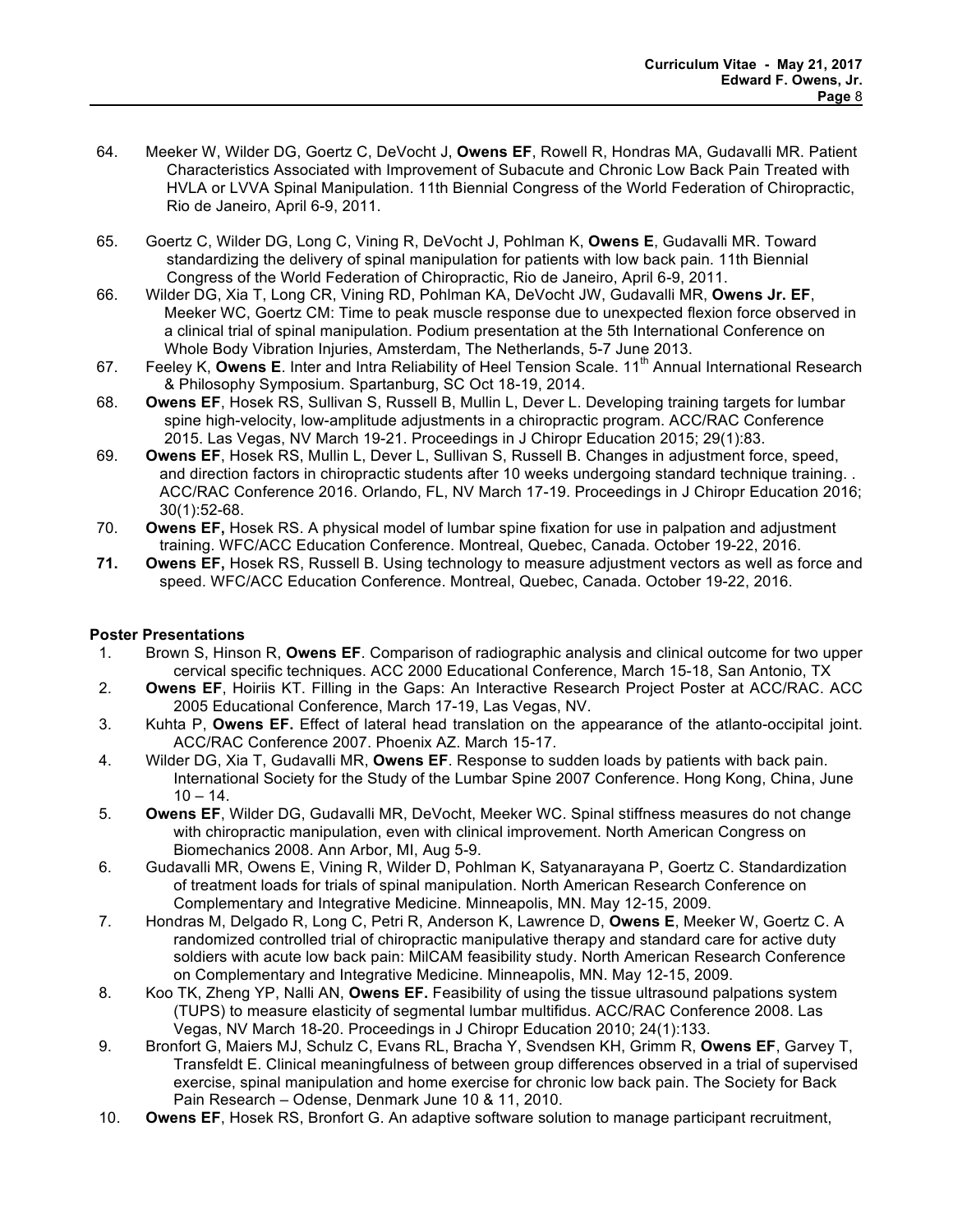64. Meeker W, Wilder DG, Goertz C, DeVocht J, **Owens EF**, Rowell R, Hondras MA, Gudavalli MR. Patient Characteristics Associated with Improvement of Subacute and Chronic Low Back Pain Treated with HVLA or LVVA Spinal Manipulation. 11th Biennial Congress of the World Federation of Chiropractic, Rio de Janeiro, April 6-9, 2011.
65. Goertz C, Wilder DG, Long C, Vining R, DeVocht J, Pohlman K, **Owens E**, Gudavalli MR. Toward standardizing the delivery of spinal manipulation for patients with low back pain. 11th Biennial Congress of the World Federation of Chiropractic, Rio de Janeiro, April 6-9, 2011.
66. Wilder DG, Xia T, Long CR, Vining RD, Pohlman KA, DeVocht JW, Gudavalli MR, **Owens Jr. EF**, Meeker WC, Goertz CM: Time to peak muscle response due to unexpected flexion force observed in a clinical trial of spinal manipulation. Podium presentation at the 5th International Conference on Whole Body Vibration Injuries, Amsterdam, The Netherlands, 5-7 June 2013.
67. Feeley K, **Owens E**. Inter and Intra Reliability of Heel Tension Scale. 11th Annual International Research & Philosophy Symposium. Spartanburg, SC Oct 18-19, 2014.
68. **Owens EF**, Hosek RS, Sullivan S, Russell B, Mullin L, Dever L. Developing training targets for lumbar spine high-velocity, low-amplitude adjustments in a chiropractic program. ACC/RAC Conference 2015. Las Vegas, NV March 19-21. Proceedings in J Chiropr Education 2015; 29(1):83.
69. **Owens EF**, Hosek RS, Mullin L, Dever L, Sullivan S, Russell B. Changes in adjustment force, speed, and direction factors in chiropractic students after 10 weeks undergoing standard technique training. . ACC/RAC Conference 2016. Orlando, FL, NV March 17-19. Proceedings in J Chiropr Education 2016; 30(1):52-68.
70. **Owens EF,** Hosek RS. A physical model of lumbar spine fixation for use in palpation and adjustment training. WFC/ACC Education Conference. Montreal, Quebec, Canada. October 19-22, 2016.
71. **Owens EF,** Hosek RS, Russell B. Using technology to measure adjustment vectors as well as force and speed. WFC/ACC Education Conference. Montreal, Quebec, Canada. October 19-22, 2016.

**Poster Presentations**

1. Brown S, Hinson R, **Owens EF**. Comparison of radiographic analysis and clinical outcome for two upper cervical specific techniques. ACC 2000 Educational Conference, March 15-18, San Antonio, TX
2. **Owens EF**, Hoiriis KT. Filling in the Gaps: An Interactive Research Project Poster at ACC/RAC. ACC 2005 Educational Conference, March 17-19, Las Vegas, NV.
3. Kuhta P, **Owens EF.** Effect of lateral head translation on the appearance of the atlanto-occipital joint. ACC/RAC Conference 2007. Phoenix AZ. March 15-17.
4. Wilder DG, Xia T, Gudavalli MR, **Owens EF**. Response to sudden loads by patients with back pain. International Society for the Study of the Lumbar Spine 2007 Conference. Hong Kong, China, June 10 – 14.
5. **Owens EF**, Wilder DG, Gudavalli MR, DeVocht, Meeker WC. Spinal stiffness measures do not change with chiropractic manipulation, even with clinical improvement. North American Congress on Biomechanics 2008. Ann Arbor, MI, Aug 5-9.
6. Gudavalli MR, Owens E, Vining R, Wilder D, Pohlman K, Satyanarayana P, Goertz C. Standardization of treatment loads for trials of spinal manipulation. North American Research Conference on Complementary and Integrative Medicine. Minneapolis, MN. May 12-15, 2009.
7. Hondras M, Delgado R, Long C, Petri R, Anderson K, Lawrence D, **Owens E**, Meeker W, Goertz C. A randomized controlled trial of chiropractic manipulative therapy and standard care for active duty soldiers with acute low back pain: MilCAM feasibility study. North American Research Conference on Complementary and Integrative Medicine. Minneapolis, MN. May 12-15, 2009.
8. Koo TK, Zheng YP, Nalli AN, **Owens EF.** Feasibility of using the tissue ultrasound palpations system (TUPS) to measure elasticity of segmental lumbar multifidus. ACC/RAC Conference 2008. Las Vegas, NV March 18-20. Proceedings in J Chiropr Education 2010; 24(1):133.
9. Bronfort G, Maiers MJ, Schulz C, Evans RL, Bracha Y, Svendsen KH, Grimm R, **Owens EF**, Garvey T, Transfeldt E. Clinical meaningfulness of between group differences observed in a trial of supervised exercise, spinal manipulation and home exercise for chronic low back pain. The Society for Back Pain Research – Odense, Denmark June 10 & 11, 2010.
10. **Owens EF**, Hosek RS, Bronfort G. An adaptive software solution to manage participant recruitment,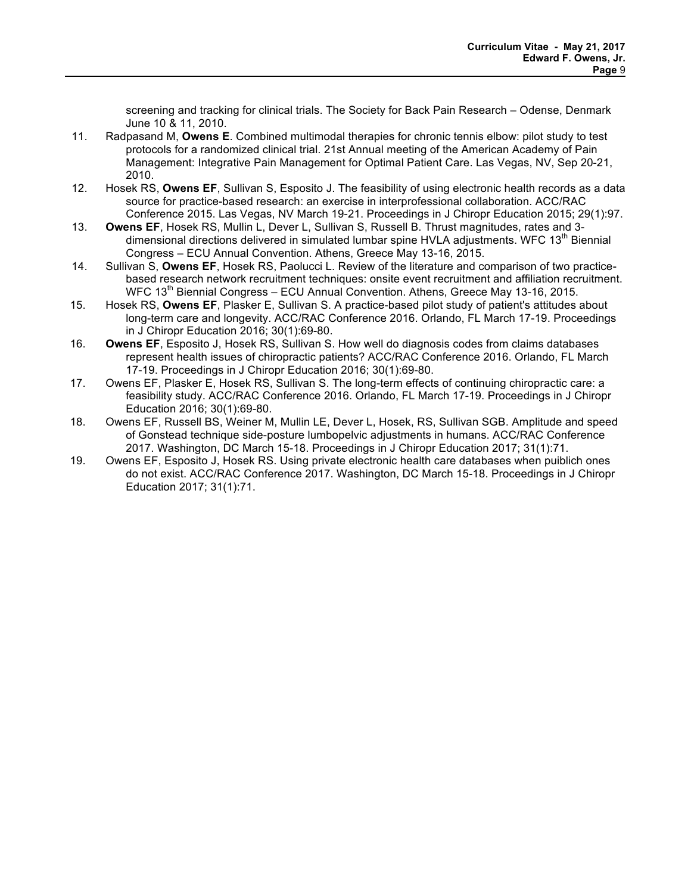screening and tracking for clinical trials. The Society for Back Pain Research – Odense, Denmark June 10 & 11, 2010.

11. Radpasand M, **Owens E**. Combined multimodal therapies for chronic tennis elbow: pilot study to test protocols for a randomized clinical trial. 21st Annual meeting of the American Academy of Pain Management: Integrative Pain Management for Optimal Patient Care. Las Vegas, NV, Sep 20-21, 2010.
12. Hosek RS, **Owens EF**, Sullivan S, Esposito J. The feasibility of using electronic health records as a data source for practice-based research: an exercise in interprofessional collaboration. ACC/RAC Conference 2015. Las Vegas, NV March 19-21. Proceedings in J Chiropr Education 2015; 29(1):97.
13. **Owens EF**, Hosek RS, Mullin L, Dever L, Sullivan S, Russell B. Thrust magnitudes, rates and 3-dimensional directions delivered in simulated lumbar spine HVLA adjustments. WFC 13th Biennial Congress – ECU Annual Convention. Athens, Greece May 13-16, 2015.
14. Sullivan S, **Owens EF**, Hosek RS, Paolucci L. Review of the literature and comparison of two practice-based research network recruitment techniques: onsite event recruitment and affiliation recruitment. WFC 13th Biennial Congress – ECU Annual Convention. Athens, Greece May 13-16, 2015.
15. Hosek RS, **Owens EF**, Plasker E, Sullivan S. A practice-based pilot study of patient's attitudes about long-term care and longevity. ACC/RAC Conference 2016. Orlando, FL March 17-19. Proceedings in J Chiropr Education 2016; 30(1):69-80.
16. **Owens EF**, Esposito J, Hosek RS, Sullivan S. How well do diagnosis codes from claims databases represent health issues of chiropractic patients? ACC/RAC Conference 2016. Orlando, FL March 17-19. Proceedings in J Chiropr Education 2016; 30(1):69-80.
17. Owens EF, Plasker E, Hosek RS, Sullivan S. The long-term effects of continuing chiropractic care: a feasibility study. ACC/RAC Conference 2016. Orlando, FL March 17-19. Proceedings in J Chiropr Education 2016; 30(1):69-80.
18. Owens EF, Russell BS, Weiner M, Mullin LE, Dever L, Hosek, RS, Sullivan SGB. Amplitude and speed of Gonstead technique side-posture lumbopelvic adjustments in humans. ACC/RAC Conference 2017. Washington, DC March 15-18. Proceedings in J Chiropr Education 2017; 31(1):71.
19. Owens EF, Esposito J, Hosek RS. Using private electronic health care databases when puiblich ones do not exist. ACC/RAC Conference 2017. Washington, DC March 15-18. Proceedings in J Chiropr Education 2017; 31(1):71.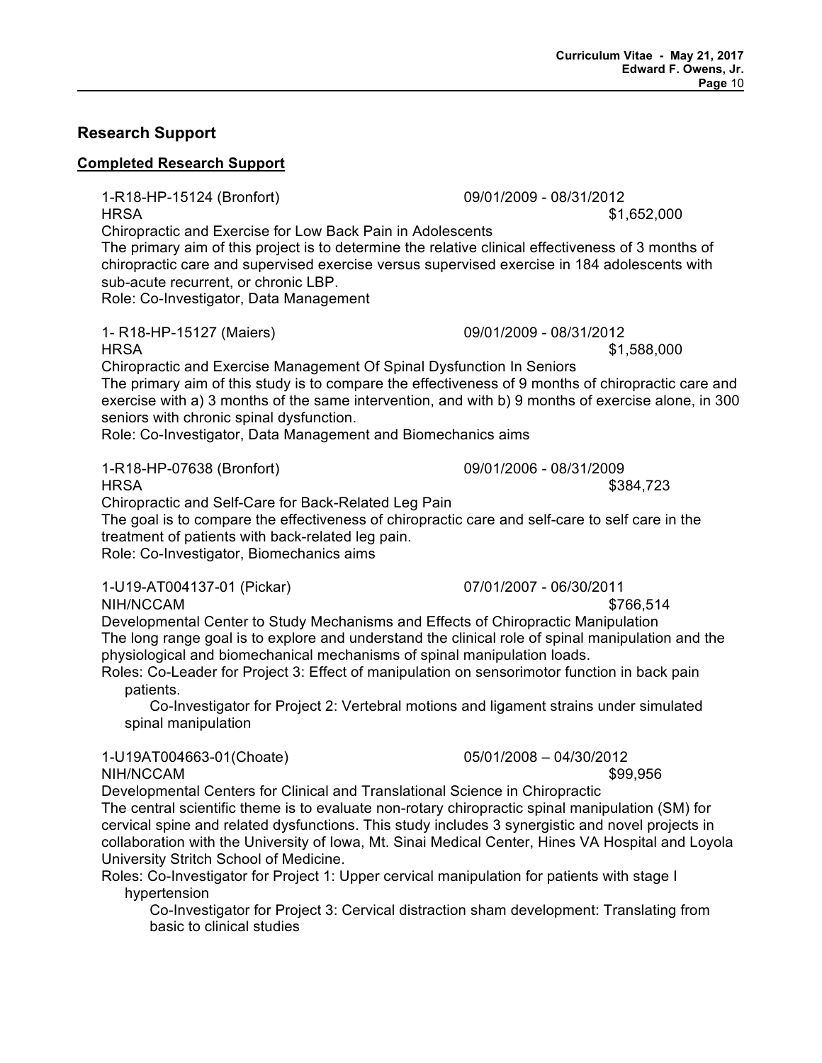## Research Support

### Completed Research Support

1-R18-HP-15124 (Bronfort) 09/01/2009 - 08/31/2012
HRSA $1,652,000
Chiropractic and Exercise for Low Back Pain in Adolescents
The primary aim of this project is to determine the relative clinical effectiveness of 3 months of chiropractic care and supervised exercise versus supervised exercise in 184 adolescents with sub-acute recurrent, or chronic LBP.
Role: Co-Investigator, Data Management

1- R18-HP-15127 (Maiers) 09/01/2009 - 08/31/2012
HRSA $1,588,000
Chiropractic and Exercise Management Of Spinal Dysfunction In Seniors
The primary aim of this study is to compare the effectiveness of 9 months of chiropractic care and exercise with a) 3 months of the same intervention, and with b) 9 months of exercise alone, in 300 seniors with chronic spinal dysfunction.
Role: Co-Investigator, Data Management and Biomechanics aims

1-R18-HP-07638 (Bronfort) 09/01/2006 - 08/31/2009
HRSA $384,723
Chiropractic and Self-Care for Back-Related Leg Pain
The goal is to compare the effectiveness of chiropractic care and self-care to self care in the treatment of patients with back-related leg pain.
Role: Co-Investigator, Biomechanics aims

1-U19-AT004137-01 (Pickar) 07/01/2007 - 06/30/2011
NIH/NCCAM $766,514
Developmental Center to Study Mechanisms and Effects of Chiropractic Manipulation
The long range goal is to explore and understand the clinical role of spinal manipulation and the physiological and biomechanical mechanisms of spinal manipulation loads.
Roles: Co-Leader for Project 3: Effect of manipulation on sensorimotor function in back pain patients.
Co-Investigator for Project 2: Vertebral motions and ligament strains under simulated spinal manipulation

1-U19AT004663-01(Choate) 05/01/2008 – 04/30/2012
NIH/NCCAM $99,956
Developmental Centers for Clinical and Translational Science in Chiropractic
The central scientific theme is to evaluate non-rotary chiropractic spinal manipulation (SM) for cervical spine and related dysfunctions. This study includes 3 synergistic and novel projects in collaboration with the University of Iowa, Mt. Sinai Medical Center, Hines VA Hospital and Loyola University Stritch School of Medicine.
Roles: Co-Investigator for Project 1: Upper cervical manipulation for patients with stage I hypertension
Co-Investigator for Project 3: Cervical distraction sham development: Translating from basic to clinical studies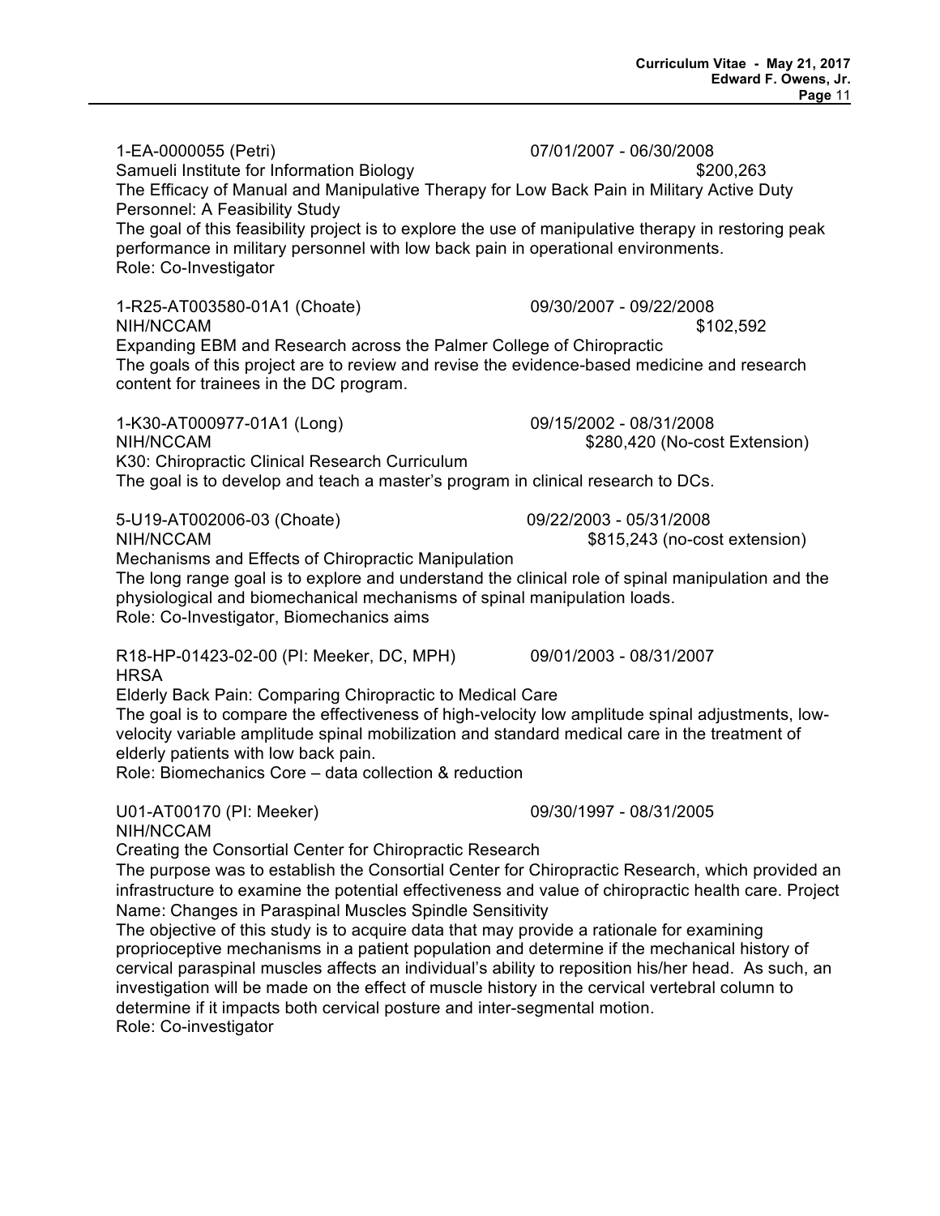1-EA-0000055 (Petri) 07/01/2007 - 06/30/2008
Samueli Institute for Information Biology $200,263
The Efficacy of Manual and Manipulative Therapy for Low Back Pain in Military Active Duty Personnel: A Feasibility Study
The goal of this feasibility project is to explore the use of manipulative therapy in restoring peak performance in military personnel with low back pain in operational environments.
Role: Co-Investigator

1-R25-AT003580-01A1 (Choate) 09/30/2007 - 09/22/2008
NIH/NCCAM $102,592
Expanding EBM and Research across the Palmer College of Chiropractic
The goals of this project are to review and revise the evidence-based medicine and research content for trainees in the DC program.

1-K30-AT000977-01A1 (Long) 09/15/2002 - 08/31/2008
NIH/NCCAM $280,420 (No-cost Extension)
K30: Chiropractic Clinical Research Curriculum
The goal is to develop and teach a master's program in clinical research to DCs.

5-U19-AT002006-03 (Choate) 09/22/2003 - 05/31/2008
NIH/NCCAM $815,243 (no-cost extension)
Mechanisms and Effects of Chiropractic Manipulation
The long range goal is to explore and understand the clinical role of spinal manipulation and the physiological and biomechanical mechanisms of spinal manipulation loads.
Role: Co-Investigator, Biomechanics aims

R18-HP-01423-02-00 (PI: Meeker, DC, MPH) 09/01/2003 - 08/31/2007
HRSA
Elderly Back Pain: Comparing Chiropractic to Medical Care
The goal is to compare the effectiveness of high-velocity low amplitude spinal adjustments, low-velocity variable amplitude spinal mobilization and standard medical care in the treatment of elderly patients with low back pain.
Role: Biomechanics Core – data collection & reduction

U01-AT00170 (PI: Meeker) 09/30/1997 - 08/31/2005
NIH/NCCAM
Creating the Consortial Center for Chiropractic Research
The purpose was to establish the Consortial Center for Chiropractic Research, which provided an infrastructure to examine the potential effectiveness and value of chiropractic health care. Project Name: Changes in Paraspinal Muscles Spindle Sensitivity
The objective of this study is to acquire data that may provide a rationale for examining proprioceptive mechanisms in a patient population and determine if the mechanical history of cervical paraspinal muscles affects an individual's ability to reposition his/her head. As such, an investigation will be made on the effect of muscle history in the cervical vertebral column to determine if it impacts both cervical posture and inter-segmental motion.
Role: Co-investigator